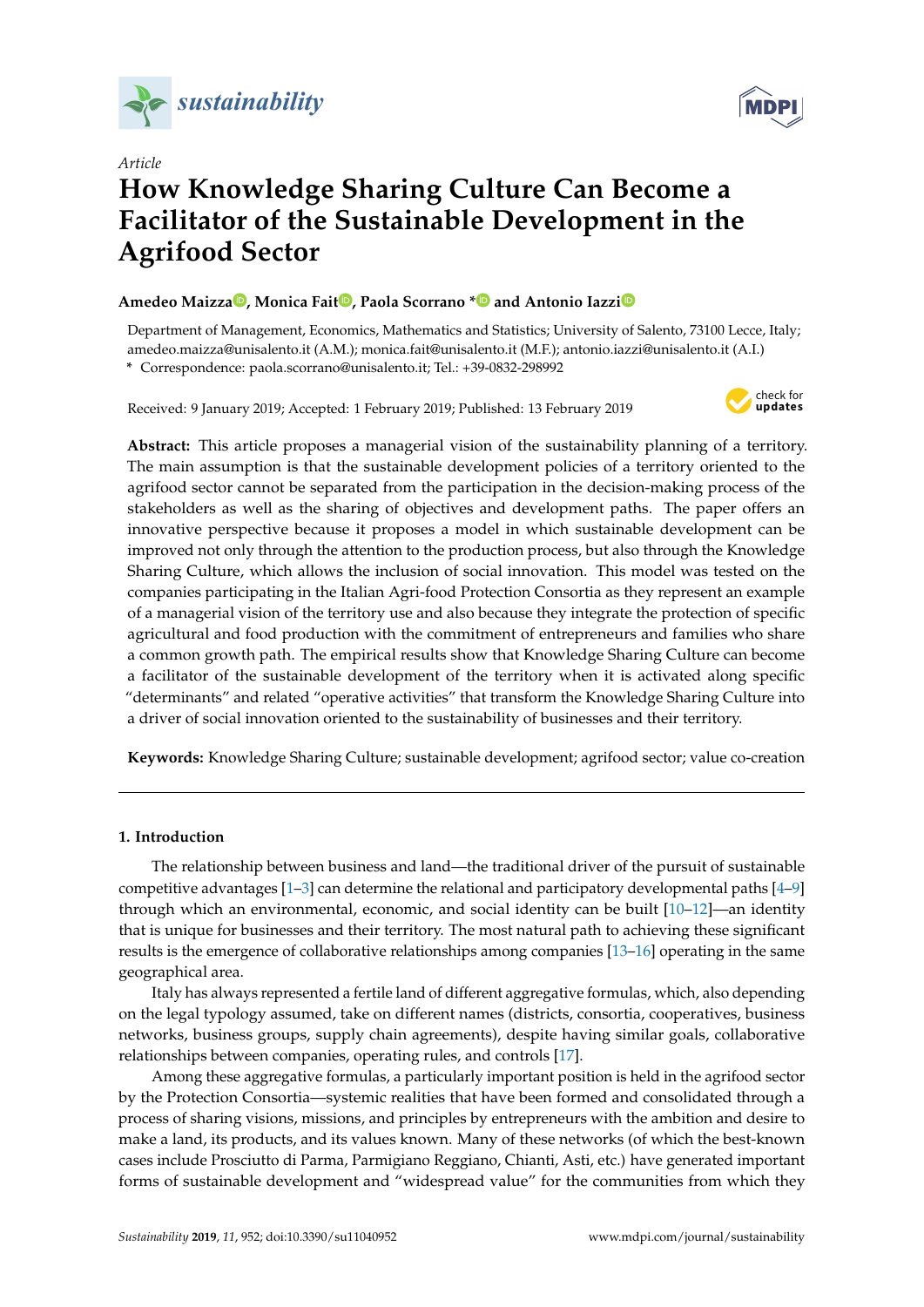*Article*

# How Knowledge Sharing Culture Can Become a Facilitator of the Sustainable Development in the Agrifood Sector

**Amedeo Maizza, Monica Fait, Paola Scorrano * and Antonio Iazzi**

Department of Management, Economics, Mathematics and Statistics; University of Salento, 73100 Lecce, Italy; amedeo.maizza@unisalento.it (A.M.); monica.fait@unisalento.it (M.F.); antonio.iazzi@unisalento.it (A.I.)

\* Correspondence: paola.scorrano@unisalento.it; Tel.: +39-0832-298992

Received: 9 January 2019; Accepted: 1 February 2019; Published: 13 February 2019

**Abstract:** This article proposes a managerial vision of the sustainability planning of a territory. The main assumption is that the sustainable development policies of a territory oriented to the agrifood sector cannot be separated from the participation in the decision-making process of the stakeholders as well as the sharing of objectives and development paths. The paper offers an innovative perspective because it proposes a model in which sustainable development can be improved not only through the attention to the production process, but also through the Knowledge Sharing Culture, which allows the inclusion of social innovation. This model was tested on the companies participating in the Italian Agri-food Protection Consortia as they represent an example of a managerial vision of the territory use and also because they integrate the protection of specific agricultural and food production with the commitment of entrepreneurs and families who share a common growth path. The empirical results show that Knowledge Sharing Culture can become a facilitator of the sustainable development of the territory when it is activated along specific "determinants" and related "operative activities" that transform the Knowledge Sharing Culture into a driver of social innovation oriented to the sustainability of businesses and their territory.

**Keywords:** Knowledge Sharing Culture; sustainable development; agrifood sector; value co-creation

## 1. Introduction

The relationship between business and land—the traditional driver of the pursuit of sustainable competitive advantages [1–3] can determine the relational and participatory developmental paths [4–9] through which an environmental, economic, and social identity can be built [10–12]—an identity that is unique for businesses and their territory. The most natural path to achieving these significant results is the emergence of collaborative relationships among companies [13–16] operating in the same geographical area.

Italy has always represented a fertile land of different aggregative formulas, which, also depending on the legal typology assumed, take on different names (districts, consortia, cooperatives, business networks, business groups, supply chain agreements), despite having similar goals, collaborative relationships between companies, operating rules, and controls [17].

Among these aggregative formulas, a particularly important position is held in the agrifood sector by the Protection Consortia—systemic realities that have been formed and consolidated through a process of sharing visions, missions, and principles by entrepreneurs with the ambition and desire to make a land, its products, and its values known. Many of these networks (of which the best-known cases include Prosciutto di Parma, Parmigiano Reggiano, Chianti, Asti, etc.) have generated important forms of sustainable development and "widespread value" for the communities from which they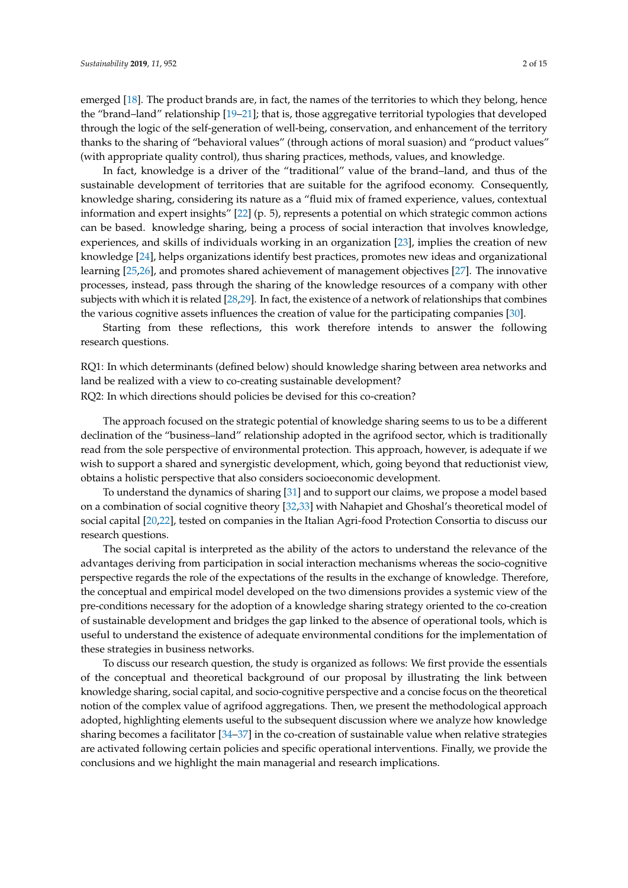emerged [18]. The product brands are, in fact, the names of the territories to which they belong, hence the “brand–land” relationship [19–21]; that is, those aggregative territorial typologies that developed through the logic of the self-generation of well-being, conservation, and enhancement of the territory thanks to the sharing of “behavioral values” (through actions of moral suasion) and “product values” (with appropriate quality control), thus sharing practices, methods, values, and knowledge.

In fact, knowledge is a driver of the “traditional” value of the brand–land, and thus of the sustainable development of territories that are suitable for the agrifood economy. Consequently, knowledge sharing, considering its nature as a “fluid mix of framed experience, values, contextual information and expert insights” [22] (p. 5), represents a potential on which strategic common actions can be based. knowledge sharing, being a process of social interaction that involves knowledge, experiences, and skills of individuals working in an organization [23], implies the creation of new knowledge [24], helps organizations identify best practices, promotes new ideas and organizational learning [25,26], and promotes shared achievement of management objectives [27]. The innovative processes, instead, pass through the sharing of the knowledge resources of a company with other subjects with which it is related [28,29]. In fact, the existence of a network of relationships that combines the various cognitive assets influences the creation of value for the participating companies [30].

Starting from these reflections, this work therefore intends to answer the following research questions.

RQ1: In which determinants (defined below) should knowledge sharing between area networks and land be realized with a view to co-creating sustainable development?
RQ2: In which directions should policies be devised for this co-creation?

The approach focused on the strategic potential of knowledge sharing seems to us to be a different declination of the “business–land” relationship adopted in the agrifood sector, which is traditionally read from the sole perspective of environmental protection. This approach, however, is adequate if we wish to support a shared and synergistic development, which, going beyond that reductionist view, obtains a holistic perspective that also considers socioeconomic development.

To understand the dynamics of sharing [31] and to support our claims, we propose a model based on a combination of social cognitive theory [32,33] with Nahapiet and Ghoshal’s theoretical model of social capital [20,22], tested on companies in the Italian Agri-food Protection Consortia to discuss our research questions.

The social capital is interpreted as the ability of the actors to understand the relevance of the advantages deriving from participation in social interaction mechanisms whereas the socio-cognitive perspective regards the role of the expectations of the results in the exchange of knowledge. Therefore, the conceptual and empirical model developed on the two dimensions provides a systemic view of the pre-conditions necessary for the adoption of a knowledge sharing strategy oriented to the co-creation of sustainable development and bridges the gap linked to the absence of operational tools, which is useful to understand the existence of adequate environmental conditions for the implementation of these strategies in business networks.

To discuss our research question, the study is organized as follows: We first provide the essentials of the conceptual and theoretical background of our proposal by illustrating the link between knowledge sharing, social capital, and socio-cognitive perspective and a concise focus on the theoretical notion of the complex value of agrifood aggregations. Then, we present the methodological approach adopted, highlighting elements useful to the subsequent discussion where we analyze how knowledge sharing becomes a facilitator [34–37] in the co-creation of sustainable value when relative strategies are activated following certain policies and specific operational interventions. Finally, we provide the conclusions and we highlight the main managerial and research implications.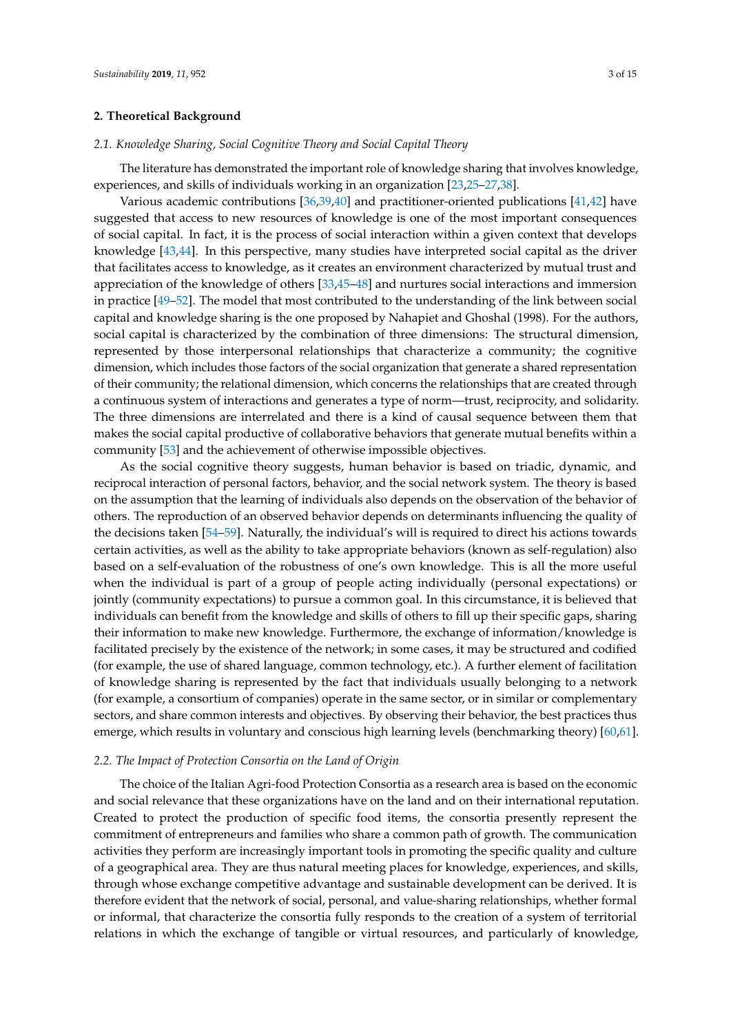## 2. Theoretical Background

### *2.1. Knowledge Sharing, Social Cognitive Theory and Social Capital Theory*

The literature has demonstrated the important role of knowledge sharing that involves knowledge, experiences, and skills of individuals working in an organization [23,25–27,38].

Various academic contributions [36,39,40] and practitioner-oriented publications [41,42] have suggested that access to new resources of knowledge is one of the most important consequences of social capital. In fact, it is the process of social interaction within a given context that develops knowledge [43,44]. In this perspective, many studies have interpreted social capital as the driver that facilitates access to knowledge, as it creates an environment characterized by mutual trust and appreciation of the knowledge of others [33,45–48] and nurtures social interactions and immersion in practice [49–52]. The model that most contributed to the understanding of the link between social capital and knowledge sharing is the one proposed by Nahapiet and Ghoshal (1998). For the authors, social capital is characterized by the combination of three dimensions: The structural dimension, represented by those interpersonal relationships that characterize a community; the cognitive dimension, which includes those factors of the social organization that generate a shared representation of their community; the relational dimension, which concerns the relationships that are created through a continuous system of interactions and generates a type of norm—trust, reciprocity, and solidarity. The three dimensions are interrelated and there is a kind of causal sequence between them that makes the social capital productive of collaborative behaviors that generate mutual benefits within a community [53] and the achievement of otherwise impossible objectives.

As the social cognitive theory suggests, human behavior is based on triadic, dynamic, and reciprocal interaction of personal factors, behavior, and the social network system. The theory is based on the assumption that the learning of individuals also depends on the observation of the behavior of others. The reproduction of an observed behavior depends on determinants influencing the quality of the decisions taken [54–59]. Naturally, the individual's will is required to direct his actions towards certain activities, as well as the ability to take appropriate behaviors (known as self-regulation) also based on a self-evaluation of the robustness of one's own knowledge. This is all the more useful when the individual is part of a group of people acting individually (personal expectations) or jointly (community expectations) to pursue a common goal. In this circumstance, it is believed that individuals can benefit from the knowledge and skills of others to fill up their specific gaps, sharing their information to make new knowledge. Furthermore, the exchange of information/knowledge is facilitated precisely by the existence of the network; in some cases, it may be structured and codified (for example, the use of shared language, common technology, etc.). A further element of facilitation of knowledge sharing is represented by the fact that individuals usually belonging to a network (for example, a consortium of companies) operate in the same sector, or in similar or complementary sectors, and share common interests and objectives. By observing their behavior, the best practices thus emerge, which results in voluntary and conscious high learning levels (benchmarking theory) [60,61].

### *2.2. The Impact of Protection Consortia on the Land of Origin*

The choice of the Italian Agri-food Protection Consortia as a research area is based on the economic and social relevance that these organizations have on the land and on their international reputation. Created to protect the production of specific food items, the consortia presently represent the commitment of entrepreneurs and families who share a common path of growth. The communication activities they perform are increasingly important tools in promoting the specific quality and culture of a geographical area. They are thus natural meeting places for knowledge, experiences, and skills, through whose exchange competitive advantage and sustainable development can be derived. It is therefore evident that the network of social, personal, and value-sharing relationships, whether formal or informal, that characterize the consortia fully responds to the creation of a system of territorial relations in which the exchange of tangible or virtual resources, and particularly of knowledge,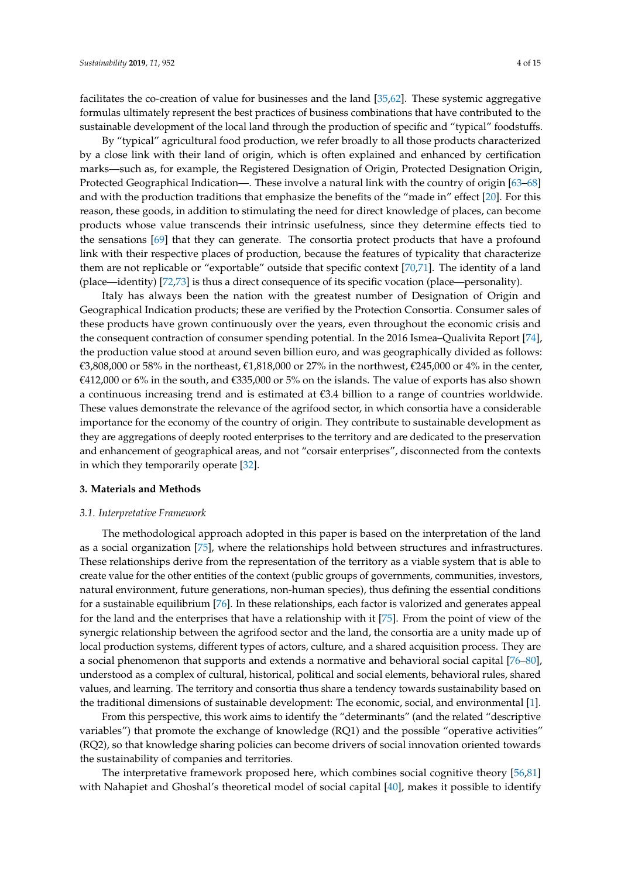facilitates the co-creation of value for businesses and the land [35,62]. These systemic aggregative formulas ultimately represent the best practices of business combinations that have contributed to the sustainable development of the local land through the production of specific and "typical" foodstuffs.

By "typical" agricultural food production, we refer broadly to all those products characterized by a close link with their land of origin, which is often explained and enhanced by certification marks—such as, for example, the Registered Designation of Origin, Protected Designation Origin, Protected Geographical Indication—. These involve a natural link with the country of origin [63–68] and with the production traditions that emphasize the benefits of the "made in" effect [20]. For this reason, these goods, in addition to stimulating the need for direct knowledge of places, can become products whose value transcends their intrinsic usefulness, since they determine effects tied to the sensations [69] that they can generate. The consortia protect products that have a profound link with their respective places of production, because the features of typicality that characterize them are not replicable or "exportable" outside that specific context [70,71]. The identity of a land (place—identity) [72,73] is thus a direct consequence of its specific vocation (place—personality).

Italy has always been the nation with the greatest number of Designation of Origin and Geographical Indication products; these are verified by the Protection Consortia. Consumer sales of these products have grown continuously over the years, even throughout the economic crisis and the consequent contraction of consumer spending potential. In the 2016 Ismea–Qualivita Report [74], the production value stood at around seven billion euro, and was geographically divided as follows: €3,808,000 or 58% in the northeast, €1,818,000 or 27% in the northwest, €245,000 or 4% in the center, €412,000 or 6% in the south, and €335,000 or 5% on the islands. The value of exports has also shown a continuous increasing trend and is estimated at €3.4 billion to a range of countries worldwide. These values demonstrate the relevance of the agrifood sector, in which consortia have a considerable importance for the economy of the country of origin. They contribute to sustainable development as they are aggregations of deeply rooted enterprises to the territory and are dedicated to the preservation and enhancement of geographical areas, and not "corsair enterprises", disconnected from the contexts in which they temporarily operate [32].

## 3. Materials and Methods

### *3.1. Interpretative Framework*

The methodological approach adopted in this paper is based on the interpretation of the land as a social organization [75], where the relationships hold between structures and infrastructures. These relationships derive from the representation of the territory as a viable system that is able to create value for the other entities of the context (public groups of governments, communities, investors, natural environment, future generations, non-human species), thus defining the essential conditions for a sustainable equilibrium [76]. In these relationships, each factor is valorized and generates appeal for the land and the enterprises that have a relationship with it [75]. From the point of view of the synergic relationship between the agrifood sector and the land, the consortia are a unity made up of local production systems, different types of actors, culture, and a shared acquisition process. They are a social phenomenon that supports and extends a normative and behavioral social capital [76–80], understood as a complex of cultural, historical, political and social elements, behavioral rules, shared values, and learning. The territory and consortia thus share a tendency towards sustainability based on the traditional dimensions of sustainable development: The economic, social, and environmental [1].

From this perspective, this work aims to identify the "determinants" (and the related "descriptive variables") that promote the exchange of knowledge (RQ1) and the possible "operative activities" (RQ2), so that knowledge sharing policies can become drivers of social innovation oriented towards the sustainability of companies and territories.

The interpretative framework proposed here, which combines social cognitive theory [56,81] with Nahapiet and Ghoshal's theoretical model of social capital [40], makes it possible to identify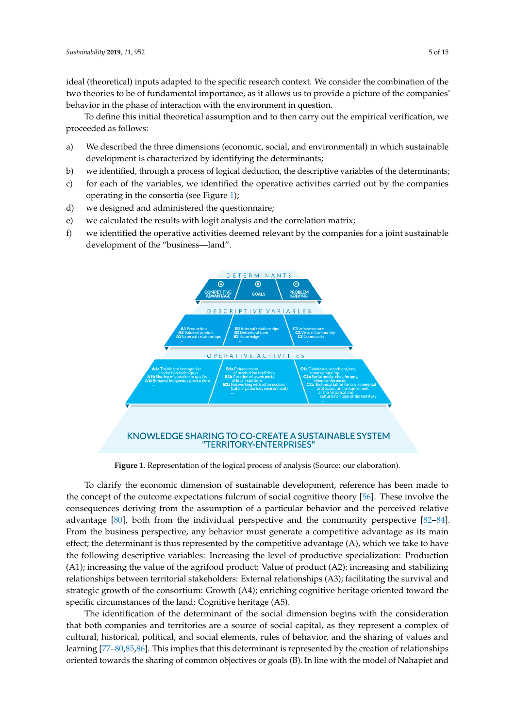ideal (theoretical) inputs adapted to the specific research context. We consider the combination of the two theories to be of fundamental importance, as it allows us to provide a picture of the companies' behavior in the phase of interaction with the environment in question.

To define this initial theoretical assumption and to then carry out the empirical verification, we proceeded as follows:

a) We described the three dimensions (economic, social, and environmental) in which sustainable development is characterized by identifying the determinants;
b) we identified, through a process of logical deduction, the descriptive variables of the determinants;
c) for each of the variables, we identified the operative activities carried out by the companies operating in the consortia (see Figure 1);
d) we designed and administered the questionnaire;
e) we calculated the results with logit analysis and the correlation matrix;
f) we identified the operative activities deemed relevant by the companies for a joint sustainable development of the "business—land".

**Figure 1.** Representation of the logical process of analysis (Source: our elaboration).

To clarify the economic dimension of sustainable development, reference has been made to the concept of the outcome expectations fulcrum of social cognitive theory [56]. These involve the consequences deriving from the assumption of a particular behavior and the perceived relative advantage [80], both from the individual perspective and the community perspective [82–84]. From the business perspective, any behavior must generate a competitive advantage as its main effect; the determinant is thus represented by the competitive advantage (A), which we take to have the following descriptive variables: Increasing the level of productive specialization: Production (A1); increasing the value of the agrifood product: Value of product (A2); increasing and stabilizing relationships between territorial stakeholders: External relationships (A3); facilitating the survival and strategic growth of the consortium: Growth (A4); enriching cognitive heritage oriented toward the specific circumstances of the land: Cognitive heritage (A5).

The identification of the determinant of the social dimension begins with the consideration that both companies and territories are a source of social capital, as they represent a complex of cultural, historical, political, and social elements, rules of behavior, and the sharing of values and learning [77–80,85,86]. This implies that this determinant is represented by the creation of relationships oriented towards the sharing of common objectives or goals (B). In line with the model of Nahapiet and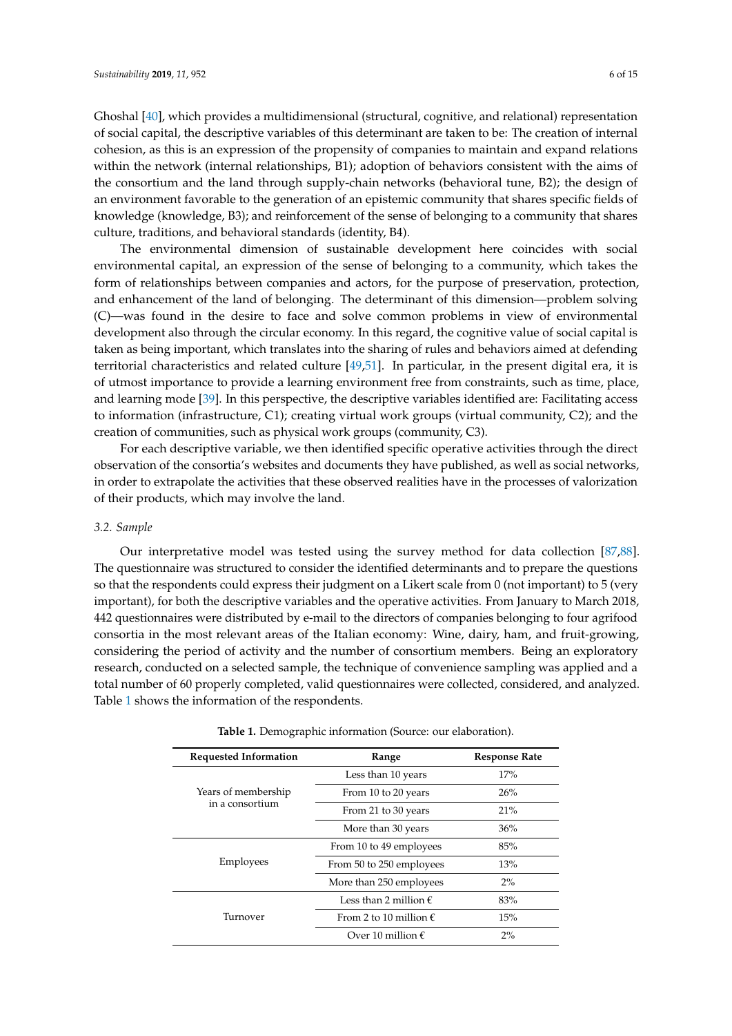Ghoshal [40], which provides a multidimensional (structural, cognitive, and relational) representation of social capital, the descriptive variables of this determinant are taken to be: The creation of internal cohesion, as this is an expression of the propensity of companies to maintain and expand relations within the network (internal relationships, B1); adoption of behaviors consistent with the aims of the consortium and the land through supply-chain networks (behavioral tune, B2); the design of an environment favorable to the generation of an epistemic community that shares specific fields of knowledge (knowledge, B3); and reinforcement of the sense of belonging to a community that shares culture, traditions, and behavioral standards (identity, B4).

The environmental dimension of sustainable development here coincides with social environmental capital, an expression of the sense of belonging to a community, which takes the form of relationships between companies and actors, for the purpose of preservation, protection, and enhancement of the land of belonging. The determinant of this dimension—problem solving (C)—was found in the desire to face and solve common problems in view of environmental development also through the circular economy. In this regard, the cognitive value of social capital is taken as being important, which translates into the sharing of rules and behaviors aimed at defending territorial characteristics and related culture [49,51]. In particular, in the present digital era, it is of utmost importance to provide a learning environment free from constraints, such as time, place, and learning mode [39]. In this perspective, the descriptive variables identified are: Facilitating access to information (infrastructure, C1); creating virtual work groups (virtual community, C2); and the creation of communities, such as physical work groups (community, C3).

For each descriptive variable, we then identified specific operative activities through the direct observation of the consortia's websites and documents they have published, as well as social networks, in order to extrapolate the activities that these observed realities have in the processes of valorization of their products, which may involve the land.

### *3.2. Sample*

Our interpretative model was tested using the survey method for data collection [87,88]. The questionnaire was structured to consider the identified determinants and to prepare the questions so that the respondents could express their judgment on a Likert scale from 0 (not important) to 5 (very important), for both the descriptive variables and the operative activities. From January to March 2018, 442 questionnaires were distributed by e-mail to the directors of companies belonging to four agrifood consortia in the most relevant areas of the Italian economy: Wine, dairy, ham, and fruit-growing, considering the period of activity and the number of consortium members. Being an exploratory research, conducted on a selected sample, the technique of convenience sampling was applied and a total number of 60 properly completed, valid questionnaires were collected, considered, and analyzed. Table 1 shows the information of the respondents.

**Table 1.** Demographic information (Source: our elaboration).

| Requested Information | Range | Response Rate |
|---|---|---|
| Years of membership in a consortium | Less than 10 years | 17% |
| | From 10 to 20 years | 26% |
| | From 21 to 30 years | 21% |
| | More than 30 years | 36% |
| Employees | From 10 to 49 employees | 85% |
| | From 50 to 250 employees | 13% |
| | More than 250 employees | 2% |
| Turnover | Less than 2 million € | 83% |
| | From 2 to 10 million € | 15% |
| | Over 10 million € | 2% |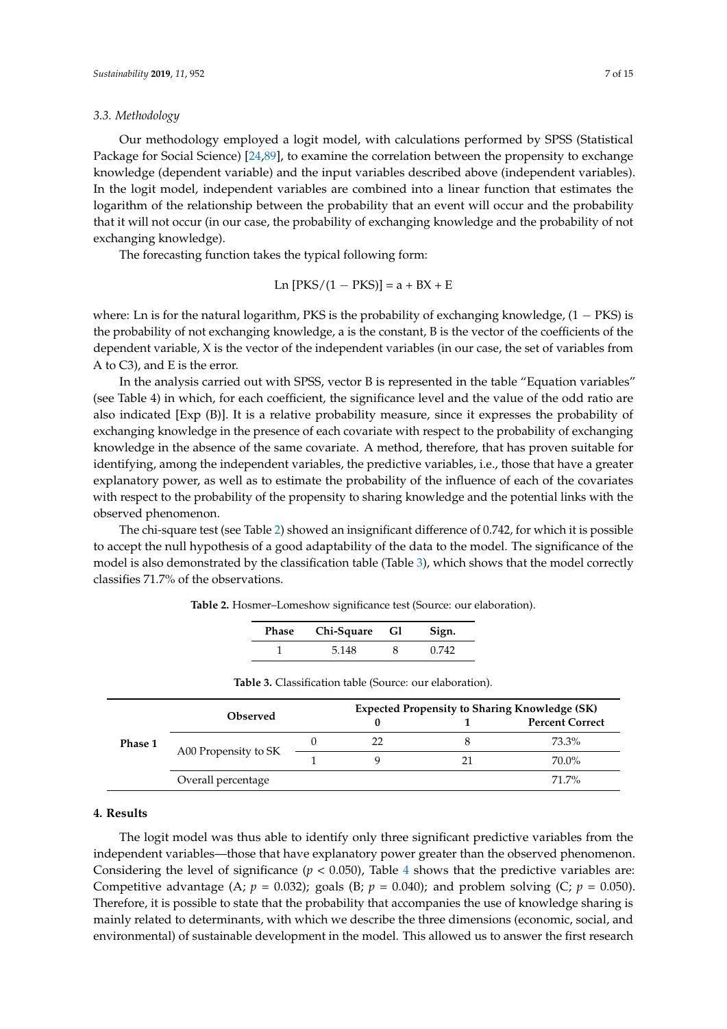### 3.3. Methodology

Our methodology employed a logit model, with calculations performed by SPSS (Statistical Package for Social Science) [24,89], to examine the correlation between the propensity to exchange knowledge (dependent variable) and the input variables described above (independent variables). In the logit model, independent variables are combined into a linear function that estimates the logarithm of the relationship between the probability that an event will occur and the probability that it will not occur (in our case, the probability of exchanging knowledge and the probability of not exchanging knowledge).

The forecasting function takes the typical following form:

$$\text{Ln}\ [\text{PKS}/(1 - \text{PKS})] = \text{a} + \text{BX} + \text{E}$$

where: Ln is for the natural logarithm, PKS is the probability of exchanging knowledge, (1 − PKS) is the probability of not exchanging knowledge, a is the constant, B is the vector of the coefficients of the dependent variable, X is the vector of the independent variables (in our case, the set of variables from A to C3), and E is the error.

In the analysis carried out with SPSS, vector B is represented in the table "Equation variables" (see Table 4) in which, for each coefficient, the significance level and the value of the odd ratio are also indicated [Exp (B)]. It is a relative probability measure, since it expresses the probability of exchanging knowledge in the presence of each covariate with respect to the probability of exchanging knowledge in the absence of the same covariate. A method, therefore, that has proven suitable for identifying, among the independent variables, the predictive variables, i.e., those that have a greater explanatory power, as well as to estimate the probability of the influence of each of the covariates with respect to the probability of the propensity to sharing knowledge and the potential links with the observed phenomenon.

The chi-square test (see Table 2) showed an insignificant difference of 0.742, for which it is possible to accept the null hypothesis of a good adaptability of the data to the model. The significance of the model is also demonstrated by the classification table (Table 3), which shows that the model correctly classifies 71.7% of the observations.

**Table 2.** Hosmer–Lomeshow significance test (Source: our elaboration).

| Phase | Chi-Square | Gl | Sign. |
|---|---|---|---|
| 1 | 5.148 | 8 | 0.742 |

**Table 3.** Classification table (Source: our elaboration).

| | Observed | | Expected Propensity to Sharing Knowledge (SK) | | |
|---|---|---|---|---|---|
| | | | 0 | 1 | Percent Correct |
| Phase 1 | A00 Propensity to SK | 0 | 22 | 8 | 73.3% |
| | | 1 | 9 | 21 | 70.0% |
| | Overall percentage | | | | 71.7% |

## 4. Results

The logit model was thus able to identify only three significant predictive variables from the independent variables—those that have explanatory power greater than the observed phenomenon. Considering the level of significance ($p < 0.050$), Table 4 shows that the predictive variables are: Competitive advantage (A; $p = 0.032$); goals (B; $p = 0.040$); and problem solving (C; $p = 0.050$). Therefore, it is possible to state that the probability that accompanies the use of knowledge sharing is mainly related to determinants, with which we describe the three dimensions (economic, social, and environmental) of sustainable development in the model. This allowed us to answer the first research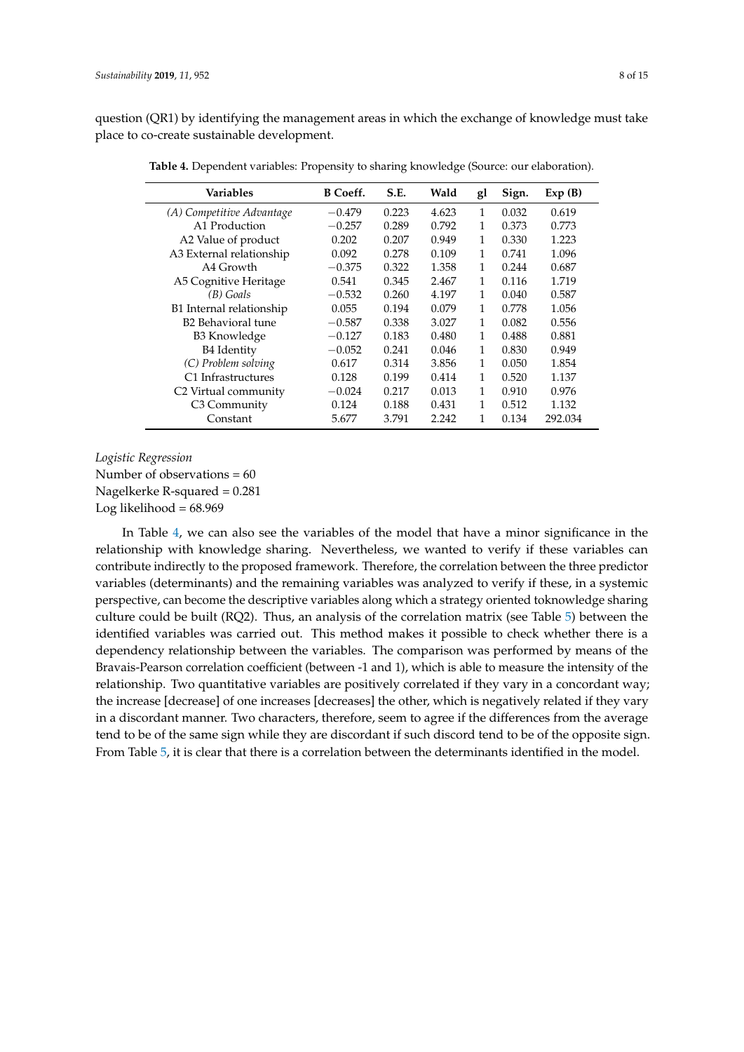question (QR1) by identifying the management areas in which the exchange of knowledge must take place to co-create sustainable development.

**Table 4.** Dependent variables: Propensity to sharing knowledge (Source: our elaboration).

| Variables | B Coeff. | S.E. | Wald | gl | Sign. | Exp (B) |
|---|---|---|---|---|---|---|
| *(A) Competitive Advantage* | −0.479 | 0.223 | 4.623 | 1 | 0.032 | 0.619 |
| A1 Production | −0.257 | 0.289 | 0.792 | 1 | 0.373 | 0.773 |
| A2 Value of product | 0.202 | 0.207 | 0.949 | 1 | 0.330 | 1.223 |
| A3 External relationship | 0.092 | 0.278 | 0.109 | 1 | 0.741 | 1.096 |
| A4 Growth | −0.375 | 0.322 | 1.358 | 1 | 0.244 | 0.687 |
| A5 Cognitive Heritage | 0.541 | 0.345 | 2.467 | 1 | 0.116 | 1.719 |
| *(B) Goals* | −0.532 | 0.260 | 4.197 | 1 | 0.040 | 0.587 |
| B1 Internal relationship | 0.055 | 0.194 | 0.079 | 1 | 0.778 | 1.056 |
| B2 Behavioral tune | −0.587 | 0.338 | 3.027 | 1 | 0.082 | 0.556 |
| B3 Knowledge | −0.127 | 0.183 | 0.480 | 1 | 0.488 | 0.881 |
| B4 Identity | −0.052 | 0.241 | 0.046 | 1 | 0.830 | 0.949 |
| *(C) Problem solving* | 0.617 | 0.314 | 3.856 | 1 | 0.050 | 1.854 |
| C1 Infrastructures | 0.128 | 0.199 | 0.414 | 1 | 0.520 | 1.137 |
| C2 Virtual community | −0.024 | 0.217 | 0.013 | 1 | 0.910 | 0.976 |
| C3 Community | 0.124 | 0.188 | 0.431 | 1 | 0.512 | 1.132 |
| Constant | 5.677 | 3.791 | 2.242 | 1 | 0.134 | 292.034 |

*Logistic Regression*
Number of observations = 60
Nagelkerke R-squared = 0.281
Log likelihood = 68.969

In Table 4, we can also see the variables of the model that have a minor significance in the relationship with knowledge sharing. Nevertheless, we wanted to verify if these variables can contribute indirectly to the proposed framework. Therefore, the correlation between the three predictor variables (determinants) and the remaining variables was analyzed to verify if these, in a systemic perspective, can become the descriptive variables along which a strategy oriented toknowledge sharing culture could be built (RQ2). Thus, an analysis of the correlation matrix (see Table 5) between the identified variables was carried out. This method makes it possible to check whether there is a dependency relationship between the variables. The comparison was performed by means of the Bravais-Pearson correlation coefficient (between -1 and 1), which is able to measure the intensity of the relationship. Two quantitative variables are positively correlated if they vary in a concordant way; the increase [decrease] of one increases [decreases] the other, which is negatively related if they vary in a discordant manner. Two characters, therefore, seem to agree if the differences from the average tend to be of the same sign while they are discordant if such discord tend to be of the opposite sign. From Table 5, it is clear that there is a correlation between the determinants identified in the model.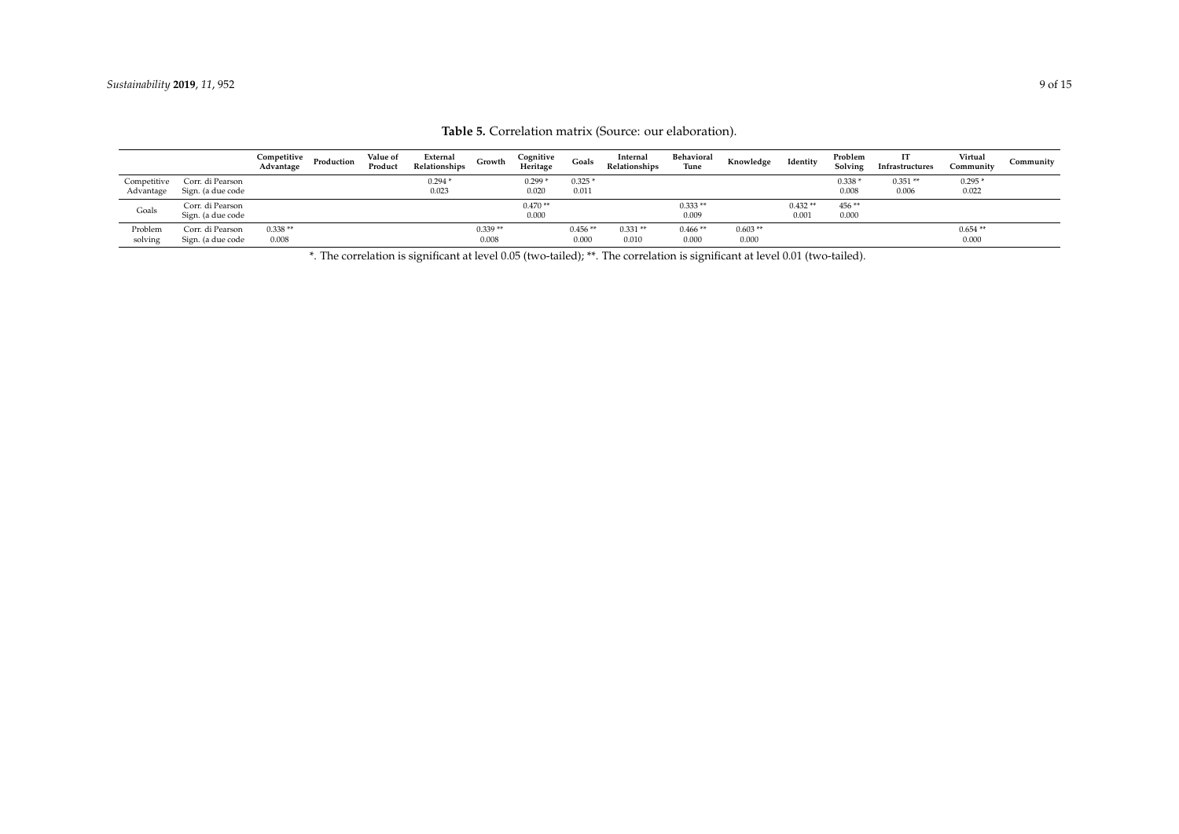**Table 5.** Correlation matrix (Source: our elaboration).

| | | Competitive Advantage | Production | Value of Product | External Relationships | Growth | Cognitive Heritage | Goals | Internal Relationships | Behavioral Tune | Knowledge | Identity | Problem Solving | IT Infrastructures | Virtual Community | Community |
|---|---|---|---|---|---|---|---|---|---|---|---|---|---|---|---|---|
| Competitive Advantage | Corr. di Pearson | | | | 0.294 * | | 0.299 * | 0.325 * | | | | | 0.338 * | 0.351 ** | 0.295 * | |
| | Sign. (a due code | | | | 0.023 | | 0.020 | 0.011 | | | | | 0.008 | 0.006 | 0.022 | |
| Goals | Corr. di Pearson | | | | | | 0.470 ** | | | 0.333 ** | | 0.432 ** | 456 ** | | | |
| | Sign. (a due code | | | | | | 0.000 | | | 0.009 | | 0.001 | 0.000 | | | |
| Problem solving | Corr. di Pearson | 0.338 ** | | | | 0.339 ** | | 0.456 ** | 0.331 ** | 0.466 ** | 0.603 ** | | | | 0.654 ** | |
| | Sign. (a due code | 0.008 | | | | 0.008 | | 0.000 | 0.010 | 0.000 | 0.000 | | | | 0.000 | |

*. The correlation is significant at level 0.05 (two-tailed); **. The correlation is significant at level 0.01 (two-tailed).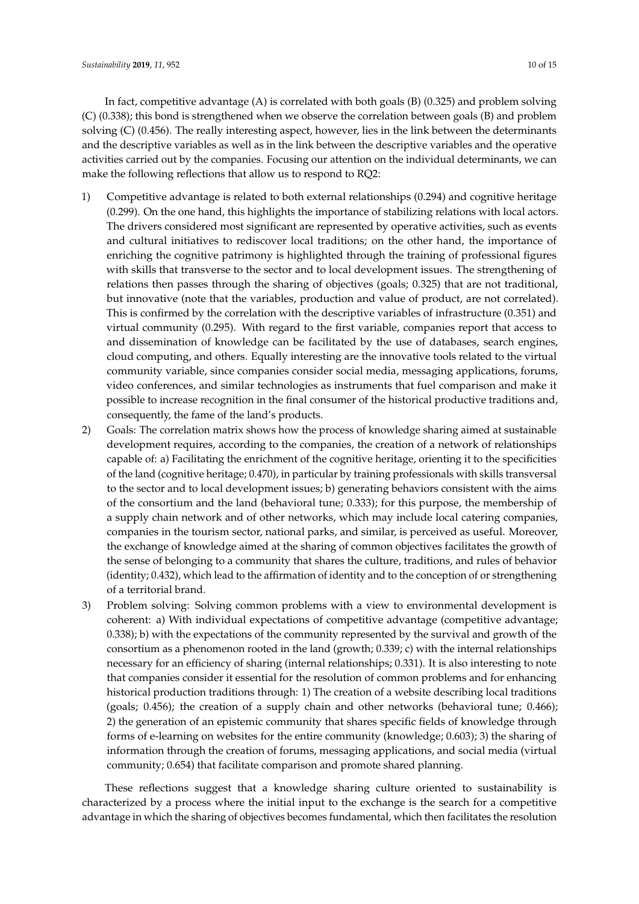In fact, competitive advantage (A) is correlated with both goals (B) (0.325) and problem solving (C) (0.338); this bond is strengthened when we observe the correlation between goals (B) and problem solving (C) (0.456). The really interesting aspect, however, lies in the link between the determinants and the descriptive variables as well as in the link between the descriptive variables and the operative activities carried out by the companies. Focusing our attention on the individual determinants, we can make the following reflections that allow us to respond to RQ2:

1) Competitive advantage is related to both external relationships (0.294) and cognitive heritage (0.299). On the one hand, this highlights the importance of stabilizing relations with local actors. The drivers considered most significant are represented by operative activities, such as events and cultural initiatives to rediscover local traditions; on the other hand, the importance of enriching the cognitive patrimony is highlighted through the training of professional figures with skills that transverse to the sector and to local development issues. The strengthening of relations then passes through the sharing of objectives (goals; 0.325) that are not traditional, but innovative (note that the variables, production and value of product, are not correlated). This is confirmed by the correlation with the descriptive variables of infrastructure (0.351) and virtual community (0.295). With regard to the first variable, companies report that access to and dissemination of knowledge can be facilitated by the use of databases, search engines, cloud computing, and others. Equally interesting are the innovative tools related to the virtual community variable, since companies consider social media, messaging applications, forums, video conferences, and similar technologies as instruments that fuel comparison and make it possible to increase recognition in the final consumer of the historical productive traditions and, consequently, the fame of the land's products.
2) Goals: The correlation matrix shows how the process of knowledge sharing aimed at sustainable development requires, according to the companies, the creation of a network of relationships capable of: a) Facilitating the enrichment of the cognitive heritage, orienting it to the specificities of the land (cognitive heritage; 0.470), in particular by training professionals with skills transversal to the sector and to local development issues; b) generating behaviors consistent with the aims of the consortium and the land (behavioral tune; 0.333); for this purpose, the membership of a supply chain network and of other networks, which may include local catering companies, companies in the tourism sector, national parks, and similar, is perceived as useful. Moreover, the exchange of knowledge aimed at the sharing of common objectives facilitates the growth of the sense of belonging to a community that shares the culture, traditions, and rules of behavior (identity; 0.432), which lead to the affirmation of identity and to the conception of or strengthening of a territorial brand.
3) Problem solving: Solving common problems with a view to environmental development is coherent: a) With individual expectations of competitive advantage (competitive advantage; 0.338); b) with the expectations of the community represented by the survival and growth of the consortium as a phenomenon rooted in the land (growth; 0.339; c) with the internal relationships necessary for an efficiency of sharing (internal relationships; 0.331). It is also interesting to note that companies consider it essential for the resolution of common problems and for enhancing historical production traditions through: 1) The creation of a website describing local traditions (goals; 0.456); the creation of a supply chain and other networks (behavioral tune; 0.466); 2) the generation of an epistemic community that shares specific fields of knowledge through forms of e-learning on websites for the entire community (knowledge; 0.603); 3) the sharing of information through the creation of forums, messaging applications, and social media (virtual community; 0.654) that facilitate comparison and promote shared planning.

These reflections suggest that a knowledge sharing culture oriented to sustainability is characterized by a process where the initial input to the exchange is the search for a competitive advantage in which the sharing of objectives becomes fundamental, which then facilitates the resolution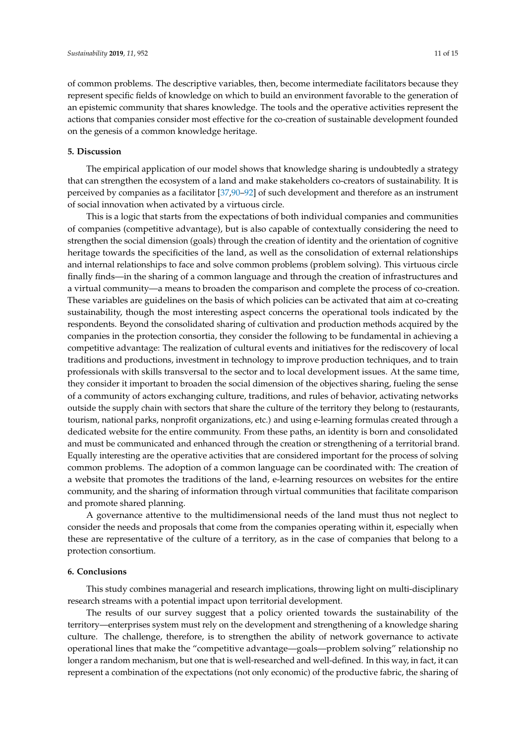of common problems. The descriptive variables, then, become intermediate facilitators because they represent specific fields of knowledge on which to build an environment favorable to the generation of an epistemic community that shares knowledge. The tools and the operative activities represent the actions that companies consider most effective for the co-creation of sustainable development founded on the genesis of a common knowledge heritage.

## 5. Discussion

The empirical application of our model shows that knowledge sharing is undoubtedly a strategy that can strengthen the ecosystem of a land and make stakeholders co-creators of sustainability. It is perceived by companies as a facilitator [37,90–92] of such development and therefore as an instrument of social innovation when activated by a virtuous circle.

This is a logic that starts from the expectations of both individual companies and communities of companies (competitive advantage), but is also capable of contextually considering the need to strengthen the social dimension (goals) through the creation of identity and the orientation of cognitive heritage towards the specificities of the land, as well as the consolidation of external relationships and internal relationships to face and solve common problems (problem solving). This virtuous circle finally finds—in the sharing of a common language and through the creation of infrastructures and a virtual community—a means to broaden the comparison and complete the process of co-creation. These variables are guidelines on the basis of which policies can be activated that aim at co-creating sustainability, though the most interesting aspect concerns the operational tools indicated by the respondents. Beyond the consolidated sharing of cultivation and production methods acquired by the companies in the protection consortia, they consider the following to be fundamental in achieving a competitive advantage: The realization of cultural events and initiatives for the rediscovery of local traditions and productions, investment in technology to improve production techniques, and to train professionals with skills transversal to the sector and to local development issues. At the same time, they consider it important to broaden the social dimension of the objectives sharing, fueling the sense of a community of actors exchanging culture, traditions, and rules of behavior, activating networks outside the supply chain with sectors that share the culture of the territory they belong to (restaurants, tourism, national parks, nonprofit organizations, etc.) and using e-learning formulas created through a dedicated website for the entire community. From these paths, an identity is born and consolidated and must be communicated and enhanced through the creation or strengthening of a territorial brand. Equally interesting are the operative activities that are considered important for the process of solving common problems. The adoption of a common language can be coordinated with: The creation of a website that promotes the traditions of the land, e-learning resources on websites for the entire community, and the sharing of information through virtual communities that facilitate comparison and promote shared planning.

A governance attentive to the multidimensional needs of the land must thus not neglect to consider the needs and proposals that come from the companies operating within it, especially when these are representative of the culture of a territory, as in the case of companies that belong to a protection consortium.

## 6. Conclusions

This study combines managerial and research implications, throwing light on multi-disciplinary research streams with a potential impact upon territorial development.

The results of our survey suggest that a policy oriented towards the sustainability of the territory—enterprises system must rely on the development and strengthening of a knowledge sharing culture. The challenge, therefore, is to strengthen the ability of network governance to activate operational lines that make the "competitive advantage—goals—problem solving" relationship no longer a random mechanism, but one that is well-researched and well-defined. In this way, in fact, it can represent a combination of the expectations (not only economic) of the productive fabric, the sharing of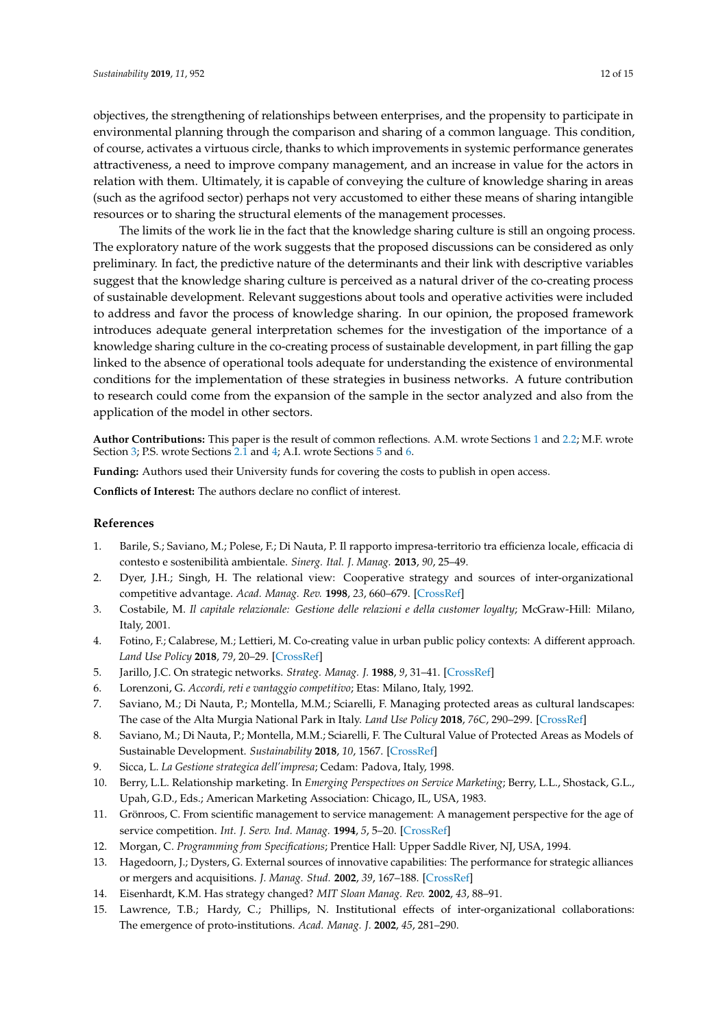objectives, the strengthening of relationships between enterprises, and the propensity to participate in environmental planning through the comparison and sharing of a common language. This condition, of course, activates a virtuous circle, thanks to which improvements in systemic performance generates attractiveness, a need to improve company management, and an increase in value for the actors in relation with them. Ultimately, it is capable of conveying the culture of knowledge sharing in areas (such as the agrifood sector) perhaps not very accustomed to either these means of sharing intangible resources or to sharing the structural elements of the management processes.

The limits of the work lie in the fact that the knowledge sharing culture is still an ongoing process. The exploratory nature of the work suggests that the proposed discussions can be considered as only preliminary. In fact, the predictive nature of the determinants and their link with descriptive variables suggest that the knowledge sharing culture is perceived as a natural driver of the co-creating process of sustainable development. Relevant suggestions about tools and operative activities were included to address and favor the process of knowledge sharing. In our opinion, the proposed framework introduces adequate general interpretation schemes for the investigation of the importance of a knowledge sharing culture in the co-creating process of sustainable development, in part filling the gap linked to the absence of operational tools adequate for understanding the existence of environmental conditions for the implementation of these strategies in business networks. A future contribution to research could come from the expansion of the sample in the sector analyzed and also from the application of the model in other sectors.

**Author Contributions:** This paper is the result of common reflections. A.M. wrote Sections 1 and 2.2; M.F. wrote Section 3; P.S. wrote Sections 2.1 and 4; A.I. wrote Sections 5 and 6.

**Funding:** Authors used their University funds for covering the costs to publish in open access.

**Conflicts of Interest:** The authors declare no conflict of interest.

## References

1. Barile, S.; Saviano, M.; Polese, F.; Di Nauta, P. Il rapporto impresa-territorio tra efficienza locale, efficacia di contesto e sostenibilità ambientale. *Sinerg. Ital. J. Manag.* **2013**, *90*, 25–49.
2. Dyer, J.H.; Singh, H. The relational view: Cooperative strategy and sources of inter-organizational competitive advantage. *Acad. Manag. Rev.* **1998**, *23*, 660–679. [CrossRef]
3. Costabile, M. *Il capitale relazionale: Gestione delle relazioni e della customer loyalty*; McGraw-Hill: Milano, Italy, 2001.
4. Fotino, F.; Calabrese, M.; Lettieri, M. Co-creating value in urban public policy contexts: A different approach. *Land Use Policy* **2018**, *79*, 20–29. [CrossRef]
5. Jarillo, J.C. On strategic networks. *Strateg. Manag. J.* **1988**, *9*, 31–41. [CrossRef]
6. Lorenzoni, G. *Accordi, reti e vantaggio competitivo*; Etas: Milano, Italy, 1992.
7. Saviano, M.; Di Nauta, P.; Montella, M.M.; Sciarelli, F. Managing protected areas as cultural landscapes: The case of the Alta Murgia National Park in Italy. *Land Use Policy* **2018**, *76C*, 290–299. [CrossRef]
8. Saviano, M.; Di Nauta, P.; Montella, M.M.; Sciarelli, F. The Cultural Value of Protected Areas as Models of Sustainable Development. *Sustainability* **2018**, *10*, 1567. [CrossRef]
9. Sicca, L. *La Gestione strategica dell'impresa*; Cedam: Padova, Italy, 1998.
10. Berry, L.L. Relationship marketing. In *Emerging Perspectives on Service Marketing*; Berry, L.L., Shostack, G.L., Upah, G.D., Eds.; American Marketing Association: Chicago, IL, USA, 1983.
11. Grönroos, C. From scientific management to service management: A management perspective for the age of service competition. *Int. J. Serv. Ind. Manag.* **1994**, *5*, 5–20. [CrossRef]
12. Morgan, C. *Programming from Specifications*; Prentice Hall: Upper Saddle River, NJ, USA, 1994.
13. Hagedoorn, J.; Dysters, G. External sources of innovative capabilities: The performance for strategic alliances or mergers and acquisitions. *J. Manag. Stud.* **2002**, *39*, 167–188. [CrossRef]
14. Eisenhardt, K.M. Has strategy changed? *MIT Sloan Manag. Rev.* **2002**, *43*, 88–91.
15. Lawrence, T.B.; Hardy, C.; Phillips, N. Institutional effects of inter-organizational collaborations: The emergence of proto-institutions. *Acad. Manag. J.* **2002**, *45*, 281–290.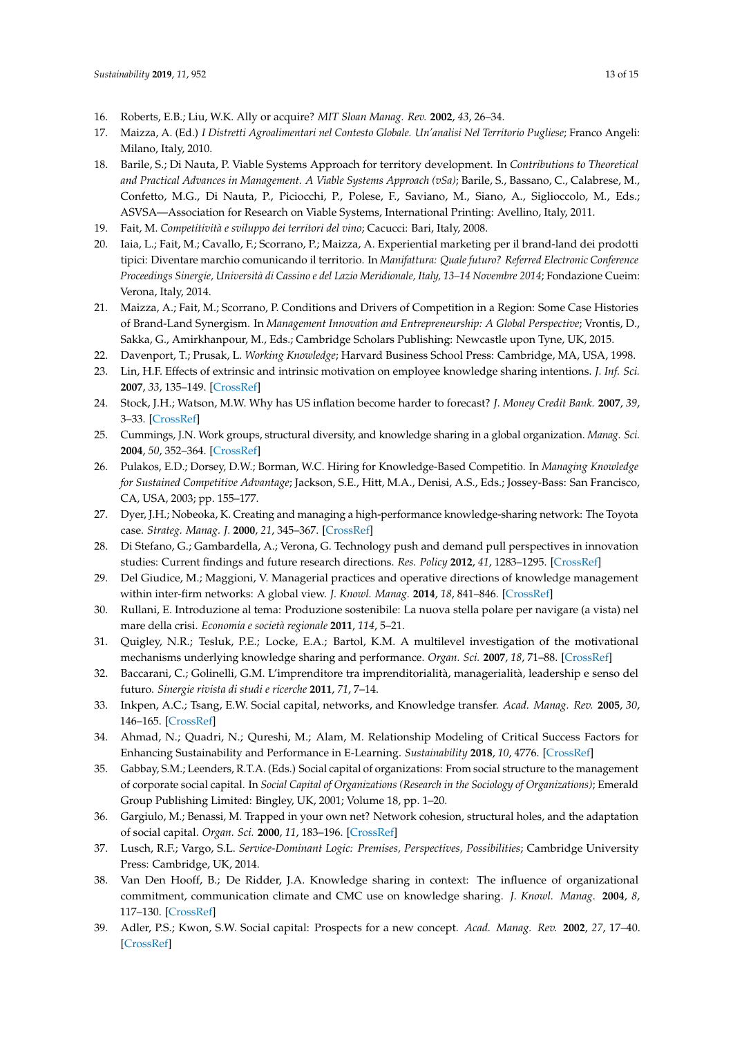16. Roberts, E.B.; Liu, W.K. Ally or acquire? *MIT Sloan Manag. Rev.* **2002**, *43*, 26–34.
17. Maizza, A. (Ed.) *I Distretti Agroalimentari nel Contesto Globale. Un'analisi Nel Territorio Pugliese*; Franco Angeli: Milano, Italy, 2010.
18. Barile, S.; Di Nauta, P. Viable Systems Approach for territory development. In *Contributions to Theoretical and Practical Advances in Management. A Viable Systems Approach (vSa)*; Barile, S., Bassano, C., Calabrese, M., Confetto, M.G., Di Nauta, P., Piciocchi, P., Polese, F., Saviano, M., Siano, A., Siglioccolo, M., Eds.; ASVSA—Association for Research on Viable Systems, International Printing: Avellino, Italy, 2011.
19. Fait, M. *Competitività e sviluppo dei territori del vino*; Cacucci: Bari, Italy, 2008.
20. Iaia, L.; Fait, M.; Cavallo, F.; Scorrano, P.; Maizza, A. Experiential marketing per il brand-land dei prodotti tipici: Diventare marchio comunicando il territorio. In *Manifattura: Quale futuro? Referred Electronic Conference Proceedings Sinergie, Università di Cassino e del Lazio Meridionale, Italy, 13–14 Novembre 2014*; Fondazione Cueim: Verona, Italy, 2014.
21. Maizza, A.; Fait, M.; Scorrano, P. Conditions and Drivers of Competition in a Region: Some Case Histories of Brand-Land Synergism. In *Management Innovation and Entrepreneurship: A Global Perspective*; Vrontis, D., Sakka, G., Amirkhanpour, M., Eds.; Cambridge Scholars Publishing: Newcastle upon Tyne, UK, 2015.
22. Davenport, T.; Prusak, L. *Working Knowledge*; Harvard Business School Press: Cambridge, MA, USA, 1998.
23. Lin, H.F. Effects of extrinsic and intrinsic motivation on employee knowledge sharing intentions. *J. Inf. Sci.* **2007**, *33*, 135–149. [CrossRef]
24. Stock, J.H.; Watson, M.W. Why has US inflation become harder to forecast? *J. Money Credit Bank.* **2007**, *39*, 3–33. [CrossRef]
25. Cummings, J.N. Work groups, structural diversity, and knowledge sharing in a global organization. *Manag. Sci.* **2004**, *50*, 352–364. [CrossRef]
26. Pulakos, E.D.; Dorsey, D.W.; Borman, W.C. Hiring for Knowledge-Based Competitio. In *Managing Knowledge for Sustained Competitive Advantage*; Jackson, S.E., Hitt, M.A., Denisi, A.S., Eds.; Jossey-Bass: San Francisco, CA, USA, 2003; pp. 155–177.
27. Dyer, J.H.; Nobeoka, K. Creating and managing a high-performance knowledge-sharing network: The Toyota case. *Strateg. Manag. J.* **2000**, *21*, 345–367. [CrossRef]
28. Di Stefano, G.; Gambardella, A.; Verona, G. Technology push and demand pull perspectives in innovation studies: Current findings and future research directions. *Res. Policy* **2012**, *41*, 1283–1295. [CrossRef]
29. Del Giudice, M.; Maggioni, V. Managerial practices and operative directions of knowledge management within inter-firm networks: A global view. *J. Knowl. Manag.* **2014**, *18*, 841–846. [CrossRef]
30. Rullani, E. Introduzione al tema: Produzione sostenibile: La nuova stella polare per navigare (a vista) nel mare della crisi. *Economia e società regionale* **2011**, *114*, 5–21.
31. Quigley, N.R.; Tesluk, P.E.; Locke, E.A.; Bartol, K.M. A multilevel investigation of the motivational mechanisms underlying knowledge sharing and performance. *Organ. Sci.* **2007**, *18*, 71–88. [CrossRef]
32. Baccarani, C.; Golinelli, G.M. L'imprenditore tra imprenditorialità, managerialità, leadership e senso del futuro. *Sinergie rivista di studi e ricerche* **2011**, *71*, 7–14.
33. Inkpen, A.C.; Tsang, E.W. Social capital, networks, and Knowledge transfer. *Acad. Manag. Rev.* **2005**, *30*, 146–165. [CrossRef]
34. Ahmad, N.; Quadri, N.; Qureshi, M.; Alam, M. Relationship Modeling of Critical Success Factors for Enhancing Sustainability and Performance in E-Learning. *Sustainability* **2018**, *10*, 4776. [CrossRef]
35. Gabbay, S.M.; Leenders, R.T.A. (Eds.) Social capital of organizations: From social structure to the management of corporate social capital. In *Social Capital of Organizations (Research in the Sociology of Organizations)*; Emerald Group Publishing Limited: Bingley, UK, 2001; Volume 18, pp. 1–20.
36. Gargiulo, M.; Benassi, M. Trapped in your own net? Network cohesion, structural holes, and the adaptation of social capital. *Organ. Sci.* **2000**, *11*, 183–196. [CrossRef]
37. Lusch, R.F.; Vargo, S.L. *Service-Dominant Logic: Premises, Perspectives, Possibilities*; Cambridge University Press: Cambridge, UK, 2014.
38. Van Den Hooff, B.; De Ridder, J.A. Knowledge sharing in context: The influence of organizational commitment, communication climate and CMC use on knowledge sharing. *J. Knowl. Manag.* **2004**, *8*, 117–130. [CrossRef]
39. Adler, P.S.; Kwon, S.W. Social capital: Prospects for a new concept. *Acad. Manag. Rev.* **2002**, *27*, 17–40. [CrossRef]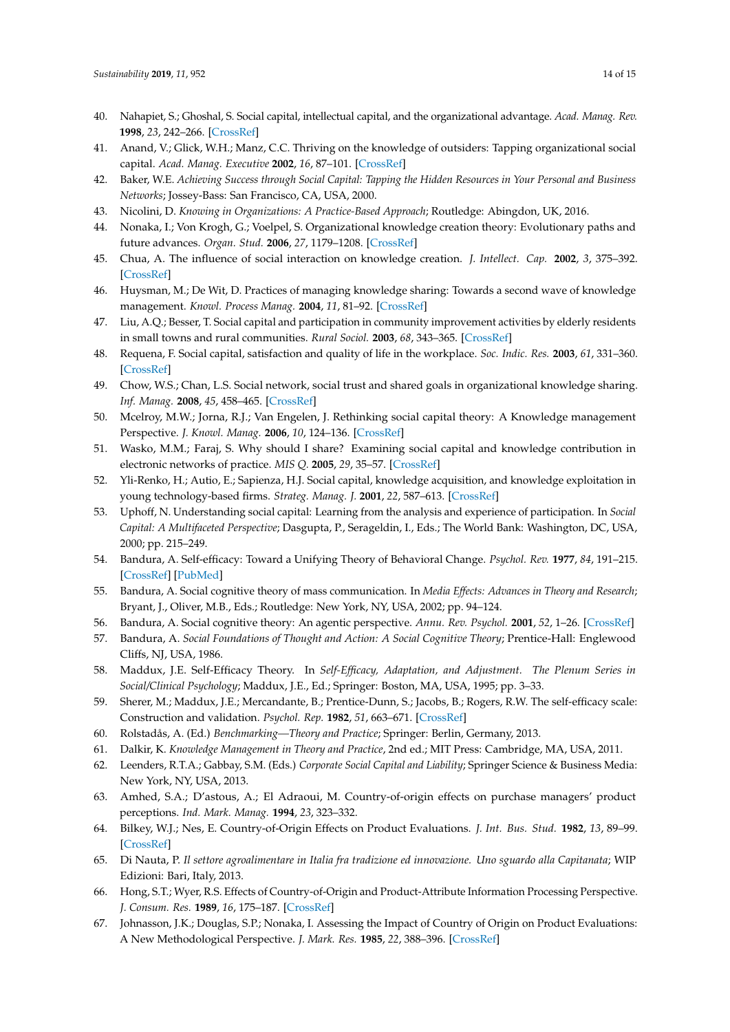40. Nahapiet, S.; Ghoshal, S. Social capital, intellectual capital, and the organizational advantage. *Acad. Manag. Rev.* **1998**, *23*, 242–266. [CrossRef]
41. Anand, V.; Glick, W.H.; Manz, C.C. Thriving on the knowledge of outsiders: Tapping organizational social capital. *Acad. Manag. Executive* **2002**, *16*, 87–101. [CrossRef]
42. Baker, W.E. *Achieving Success through Social Capital: Tapping the Hidden Resources in Your Personal and Business Networks*; Jossey-Bass: San Francisco, CA, USA, 2000.
43. Nicolini, D. *Knowing in Organizations: A Practice-Based Approach*; Routledge: Abingdon, UK, 2016.
44. Nonaka, I.; Von Krogh, G.; Voelpel, S. Organizational knowledge creation theory: Evolutionary paths and future advances. *Organ. Stud.* **2006**, *27*, 1179–1208. [CrossRef]
45. Chua, A. The influence of social interaction on knowledge creation. *J. Intellect. Cap.* **2002**, *3*, 375–392. [CrossRef]
46. Huysman, M.; De Wit, D. Practices of managing knowledge sharing: Towards a second wave of knowledge management. *Knowl. Process Manag.* **2004**, *11*, 81–92. [CrossRef]
47. Liu, A.Q.; Besser, T. Social capital and participation in community improvement activities by elderly residents in small towns and rural communities. *Rural Sociol.* **2003**, *68*, 343–365. [CrossRef]
48. Requena, F. Social capital, satisfaction and quality of life in the workplace. *Soc. Indic. Res.* **2003**, *61*, 331–360. [CrossRef]
49. Chow, W.S.; Chan, L.S. Social network, social trust and shared goals in organizational knowledge sharing. *Inf. Manag.* **2008**, *45*, 458–465. [CrossRef]
50. Mcelroy, M.W.; Jorna, R.J.; Van Engelen, J. Rethinking social capital theory: A Knowledge management Perspective. *J. Knowl. Manag.* **2006**, *10*, 124–136. [CrossRef]
51. Wasko, M.M.; Faraj, S. Why should I share? Examining social capital and knowledge contribution in electronic networks of practice. *MIS Q.* **2005**, *29*, 35–57. [CrossRef]
52. Yli-Renko, H.; Autio, E.; Sapienza, H.J. Social capital, knowledge acquisition, and knowledge exploitation in young technology-based firms. *Strateg. Manag. J.* **2001**, *22*, 587–613. [CrossRef]
53. Uphoff, N. Understanding social capital: Learning from the analysis and experience of participation. In *Social Capital: A Multifaceted Perspective*; Dasgupta, P., Serageldin, I., Eds.; The World Bank: Washington, DC, USA, 2000; pp. 215–249.
54. Bandura, A. Self-efficacy: Toward a Unifying Theory of Behavioral Change. *Psychol. Rev.* **1977**, *84*, 191–215. [CrossRef] [PubMed]
55. Bandura, A. Social cognitive theory of mass communication. In *Media Effects: Advances in Theory and Research*; Bryant, J., Oliver, M.B., Eds.; Routledge: New York, NY, USA, 2002; pp. 94–124.
56. Bandura, A. Social cognitive theory: An agentic perspective. *Annu. Rev. Psychol.* **2001**, *52*, 1–26. [CrossRef]
57. Bandura, A. *Social Foundations of Thought and Action: A Social Cognitive Theory*; Prentice-Hall: Englewood Cliffs, NJ, USA, 1986.
58. Maddux, J.E. Self-Efficacy Theory. In *Self-Efficacy, Adaptation, and Adjustment. The Plenum Series in Social/Clinical Psychology*; Maddux, J.E., Ed.; Springer: Boston, MA, USA, 1995; pp. 3–33.
59. Sherer, M.; Maddux, J.E.; Mercandante, B.; Prentice-Dunn, S.; Jacobs, B.; Rogers, R.W. The self-efficacy scale: Construction and validation. *Psychol. Rep.* **1982**, *51*, 663–671. [CrossRef]
60. Rolstadås, A. (Ed.) *Benchmarking—Theory and Practice*; Springer: Berlin, Germany, 2013.
61. Dalkir, K. *Knowledge Management in Theory and Practice*, 2nd ed.; MIT Press: Cambridge, MA, USA, 2011.
62. Leenders, R.T.A.; Gabbay, S.M. (Eds.) *Corporate Social Capital and Liability*; Springer Science & Business Media: New York, NY, USA, 2013.
63. Amhed, S.A.; D'astous, A.; El Adraoui, M. Country-of-origin effects on purchase managers' product perceptions. *Ind. Mark. Manag.* **1994**, *23*, 323–332.
64. Bilkey, W.J.; Nes, E. Country-of-Origin Effects on Product Evaluations. *J. Int. Bus. Stud.* **1982**, *13*, 89–99. [CrossRef]
65. Di Nauta, P. *Il settore agroalimentare in Italia fra tradizione ed innovazione. Uno sguardo alla Capitanata*; WIP Edizioni: Bari, Italy, 2013.
66. Hong, S.T.; Wyer, R.S. Effects of Country-of-Origin and Product-Attribute Information Processing Perspective. *J. Consum. Res.* **1989**, *16*, 175–187. [CrossRef]
67. Johnasson, J.K.; Douglas, S.P.; Nonaka, I. Assessing the Impact of Country of Origin on Product Evaluations: A New Methodological Perspective. *J. Mark. Res.* **1985**, *22*, 388–396. [CrossRef]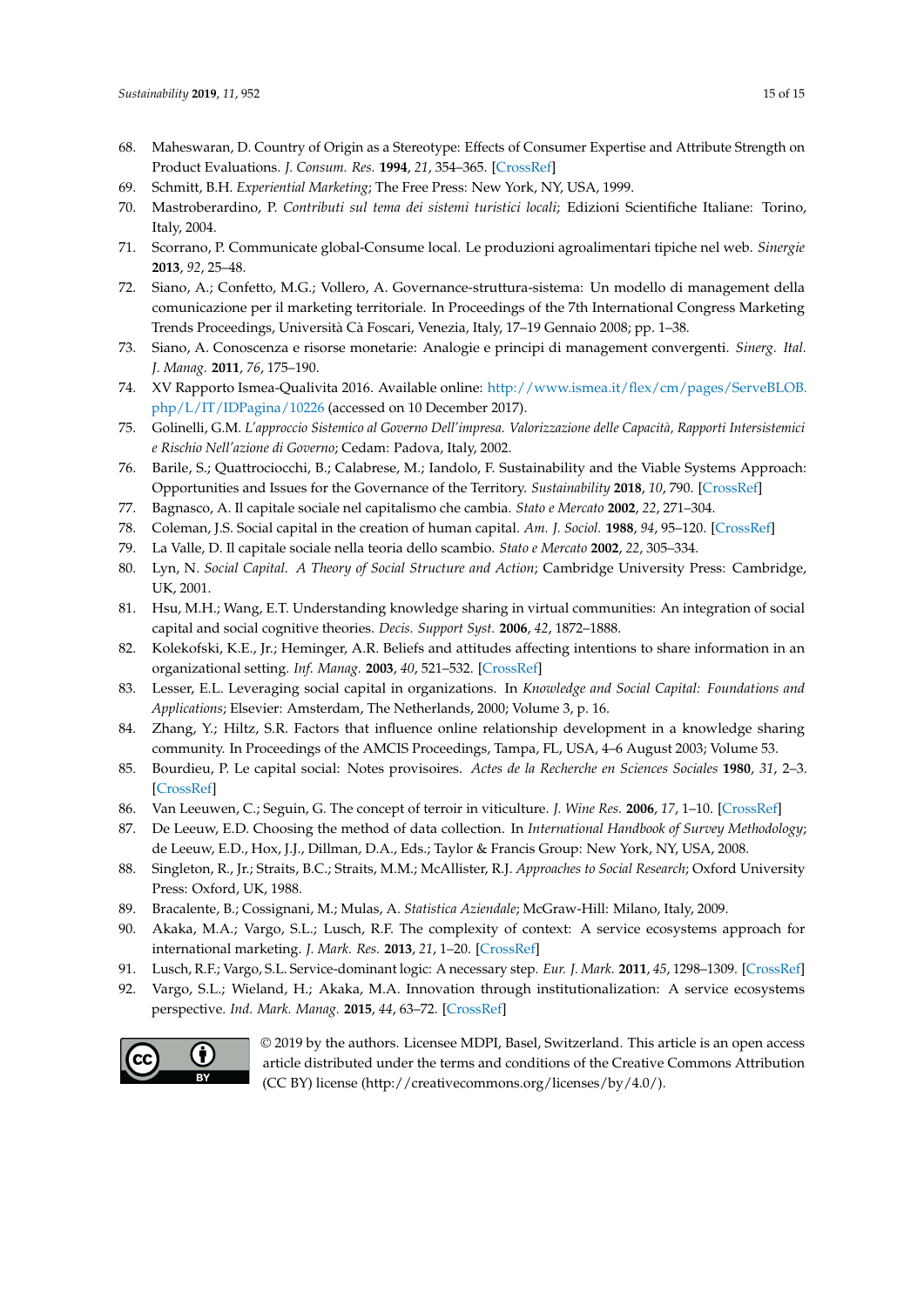68. Maheswaran, D. Country of Origin as a Stereotype: Effects of Consumer Expertise and Attribute Strength on Product Evaluations. *J. Consum. Res.* **1994**, *21*, 354–365. [CrossRef]
69. Schmitt, B.H. *Experiential Marketing*; The Free Press: New York, NY, USA, 1999.
70. Mastroberardino, P. *Contributi sul tema dei sistemi turistici locali*; Edizioni Scientifiche Italiane: Torino, Italy, 2004.
71. Scorrano, P. Communicate global-Consume local. Le produzioni agroalimentari tipiche nel web. *Sinergie* **2013**, *92*, 25–48.
72. Siano, A.; Confetto, M.G.; Vollero, A. Governance-struttura-sistema: Un modello di management della comunicazione per il marketing territoriale. In Proceedings of the 7th International Congress Marketing Trends Proceedings, Università Cà Foscari, Venezia, Italy, 17–19 Gennaio 2008; pp. 1–38.
73. Siano, A. Conoscenza e risorse monetarie: Analogie e principi di management convergenti. *Sinerg. Ital. J. Manag.* **2011**, *76*, 175–190.
74. XV Rapporto Ismea-Qualivita 2016. Available online: http://www.ismea.it/flex/cm/pages/ServeBLOB.php/L/IT/IDPagina/10226 (accessed on 10 December 2017).
75. Golinelli, G.M. *L'approccio Sistemico al Governo Dell'impresa. Valorizzazione delle Capacità, Rapporti Intersistemici e Rischio Nell'azione di Governo*; Cedam: Padova, Italy, 2002.
76. Barile, S.; Quattrociocchi, B.; Calabrese, M.; Iandolo, F. Sustainability and the Viable Systems Approach: Opportunities and Issues for the Governance of the Territory. *Sustainability* **2018**, *10*, 790. [CrossRef]
77. Bagnasco, A. Il capitale sociale nel capitalismo che cambia. *Stato e Mercato* **2002**, *22*, 271–304.
78. Coleman, J.S. Social capital in the creation of human capital. *Am. J. Sociol.* **1988**, *94*, 95–120. [CrossRef]
79. La Valle, D. Il capitale sociale nella teoria dello scambio. *Stato e Mercato* **2002**, *22*, 305–334.
80. Lyn, N. *Social Capital. A Theory of Social Structure and Action*; Cambridge University Press: Cambridge, UK, 2001.
81. Hsu, M.H.; Wang, E.T. Understanding knowledge sharing in virtual communities: An integration of social capital and social cognitive theories. *Decis. Support Syst.* **2006**, *42*, 1872–1888.
82. Kolekofski, K.E., Jr.; Heminger, A.R. Beliefs and attitudes affecting intentions to share information in an organizational setting. *Inf. Manag.* **2003**, *40*, 521–532. [CrossRef]
83. Lesser, E.L. Leveraging social capital in organizations. In *Knowledge and Social Capital: Foundations and Applications*; Elsevier: Amsterdam, The Netherlands, 2000; Volume 3, p. 16.
84. Zhang, Y.; Hiltz, S.R. Factors that influence online relationship development in a knowledge sharing community. In Proceedings of the AMCIS Proceedings, Tampa, FL, USA, 4–6 August 2003; Volume 53.
85. Bourdieu, P. Le capital social: Notes provisoires. *Actes de la Recherche en Sciences Sociales* **1980**, *31*, 2–3. [CrossRef]
86. Van Leeuwen, C.; Seguin, G. The concept of terroir in viticulture. *J. Wine Res.* **2006**, *17*, 1–10. [CrossRef]
87. De Leeuw, E.D. Choosing the method of data collection. In *International Handbook of Survey Methodology*; de Leeuw, E.D., Hox, J.J., Dillman, D.A., Eds.; Taylor & Francis Group: New York, NY, USA, 2008.
88. Singleton, R., Jr.; Straits, B.C.; Straits, M.M.; McAllister, R.J. *Approaches to Social Research*; Oxford University Press: Oxford, UK, 1988.
89. Bracalente, B.; Cossignani, M.; Mulas, A. *Statistica Aziendale*; McGraw-Hill: Milano, Italy, 2009.
90. Akaka, M.A.; Vargo, S.L.; Lusch, R.F. The complexity of context: A service ecosystems approach for international marketing. *J. Mark. Res.* **2013**, *21*, 1–20. [CrossRef]
91. Lusch, R.F.; Vargo, S.L. Service-dominant logic: A necessary step. *Eur. J. Mark.* **2011**, *45*, 1298–1309. [CrossRef]
92. Vargo, S.L.; Wieland, H.; Akaka, M.A. Innovation through institutionalization: A service ecosystems perspective. *Ind. Mark. Manag.* **2015**, *44*, 63–72. [CrossRef]

© 2019 by the authors. Licensee MDPI, Basel, Switzerland. This article is an open access article distributed under the terms and conditions of the Creative Commons Attribution (CC BY) license (http://creativecommons.org/licenses/by/4.0/).